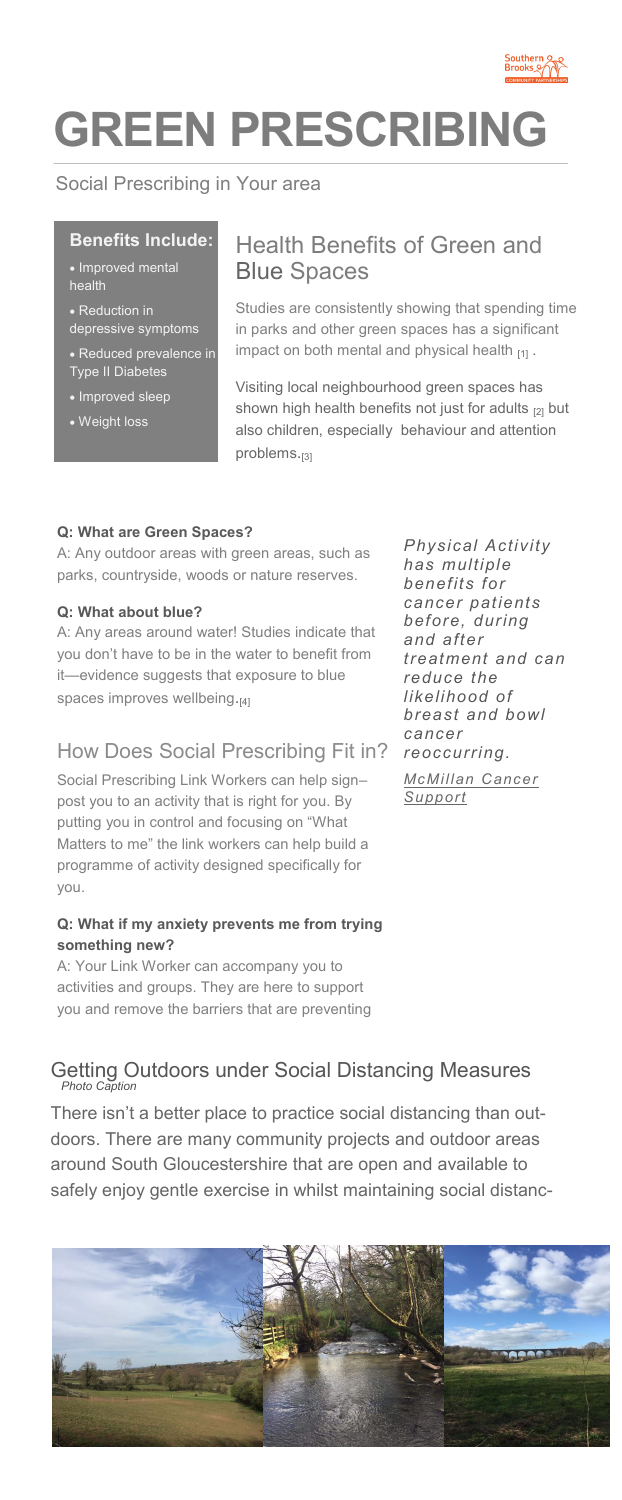# GREEN PRESCRIBING

Social Prescribing in Your area

**Benefits Include:**

- Improved mental health
- Reduction in depressive symptoms
- Reduced prevalence in Type II Diabetes
- Improved sleep
- Weight loss

## Health Benefits of Green and Blue Spaces

Studies are consistently showing that spending time in parks and other green spaces has a significant impact on both mental and physical health [1] .

Visiting local neighbourhood green spaces has shown high health benefits not just for adults [2] but also children, especially behaviour and attention problems.[3]

**Q: What are Green Spaces?**

A: Any outdoor areas with green areas, such as parks, countryside, woods or nature reserves.

**Q: What about blue?**

A: Any areas around water! Studies indicate that you don't have to be in the water to benefit from it—evidence suggests that exposure to blue spaces improves wellbeing.[4]

## How Does Social Prescribing Fit in?

Social Prescribing Link Workers can help sign–post you to an activity that is right for you. By putting you in control and focusing on "What Matters to me" the link workers can help build a programme of activity designed specifically for you.

**Q: What if my anxiety prevents me from trying something new?**

A: Your Link Worker can accompany you to activities and groups. They are here to support you and remove the barriers that are preventing

*Physical Activity has multiple benefits for cancer patients before, during and after treatment and can reduce the likelihood of breast and bowl cancer reoccurring.*

*McMillan Cancer Support*

## Getting Outdoors under Social Distancing Measures

*Photo Caption*

There isn't a better place to practice social distancing than out-doors. There are many community projects and outdoor areas around South Gloucestershire that are open and available to safely enjoy gentle exercise in whilst maintaining social distanc-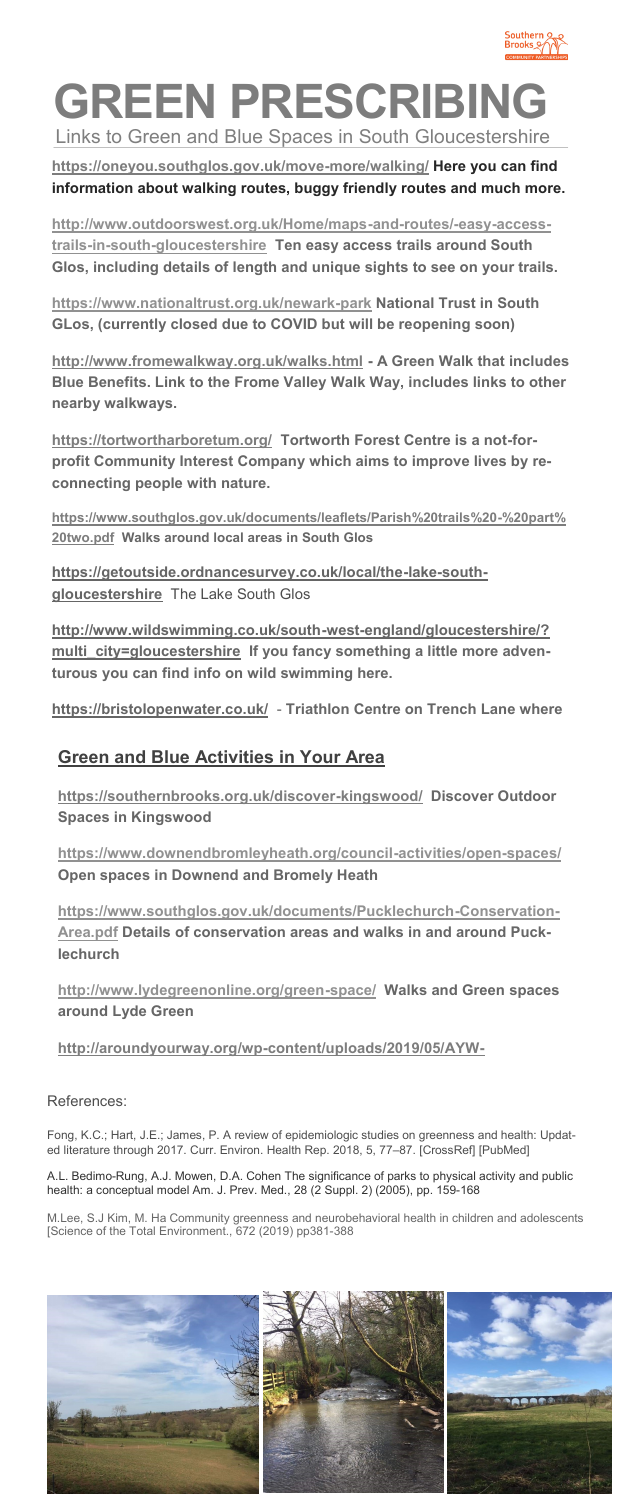# GREEN PRESCRIBING

Links to Green and Blue Spaces in South Gloucestershire

**https://oneyou.southglos.gov.uk/move-more/walking/ Here you can find information about walking routes, buggy friendly routes and much more.**

**http://www.outdoorswest.org.uk/Home/maps-and-routes/-easy-access-trails-in-south-gloucestershire Ten easy access trails around South Glos, including details of length and unique sights to see on your trails.**

**https://www.nationaltrust.org.uk/newark-park National Trust in South GLos, (currently closed due to COVID but will be reopening soon)**

**http://www.fromewalkway.org.uk/walks.html - A Green Walk that includes Blue Benefits. Link to the Frome Valley Walk Way, includes links to other nearby walkways.**

**https://tortwortharboretum.org/ Tortworth Forest Centre is a not-for-profit Community Interest Company which aims to improve lives by re-connecting people with nature.**

**https://www.southglos.gov.uk/documents/leaflets/Parish%20trails%20-%20part%20two.pdf Walks around local areas in South Glos**

**https://getoutside.ordnancesurvey.co.uk/local/the-lake-south-gloucestershire** The Lake South Glos

**http://www.wildswimming.co.uk/south-west-england/gloucestershire/?multi_city=gloucestershire If you fancy something a little more adventurous you can find info on wild swimming here.**

**https://bristolopenwater.co.uk/ - Triathlon Centre on Trench Lane where**

## Green and Blue Activities in Your Area

**https://southernbrooks.org.uk/discover-kingswood/ Discover Outdoor Spaces in Kingswood**

**https://www.downendbromleyheath.org/council-activities/open-spaces/ Open spaces in Downend and Bromely Heath**

**https://www.southglos.gov.uk/documents/Pucklechurch-Conservation-Area.pdf Details of conservation areas and walks in and around Pucklechurch**

**http://www.lydegreenonline.org/green-space/ Walks and Green spaces around Lyde Green**

**http://aroundyourway.org/wp-content/uploads/2019/05/AYW-**

References:

Fong, K.C.; Hart, J.E.; James, P. A review of epidemiologic studies on greenness and health: Updated literature through 2017. Curr. Environ. Health Rep. 2018, 5, 77–87. [CrossRef] [PubMed]

A.L. Bedimo-Rung, A.J. Mowen, D.A. Cohen The significance of parks to physical activity and public health: a conceptual model Am. J. Prev. Med., 28 (2 Suppl. 2) (2005), pp. 159-168

M.Lee, S.J Kim, M. Ha Community greenness and neurobehavioral health in children and adolescents [Science of the Total Environment., 672 (2019) pp381-388